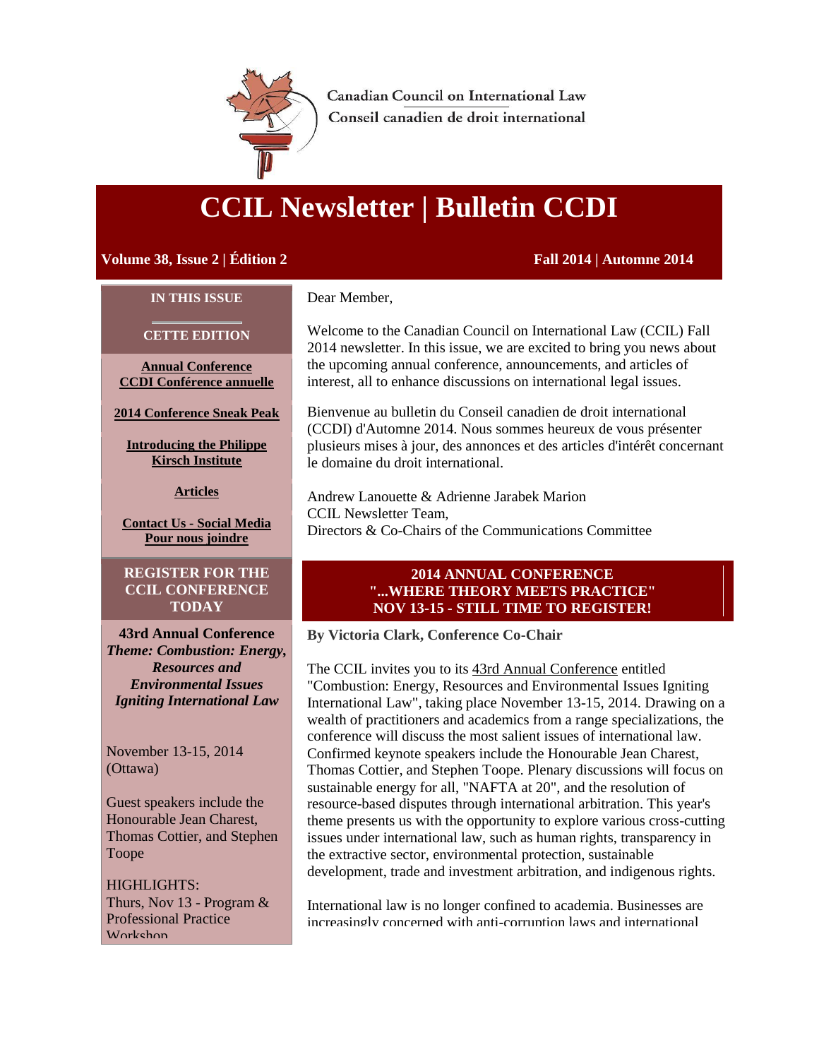Canadian Council on International Law
Conseil canadien de droit international

# CCIL Newsletter | Bulletin CCDI

**Volume 38, Issue 2 | Édition 2** **Fall 2014 | Automne 2014**

**IN THIS ISSUE**

**CETTE EDITION**

**Annual Conference**
**CCDI Conférence annuelle**

**2014 Conference Sneak Peak**

**Introducing the Philippe Kirsch Institute**

**Articles**

**Contact Us - Social Media**
**Pour nous joindre**

**REGISTER FOR THE CCIL CONFERENCE TODAY**

**43rd Annual Conference**
***Theme: Combustion: Energy, Resources and Environmental Issues Igniting International Law***

November 13-15, 2014
(Ottawa)

Guest speakers include the Honourable Jean Charest, Thomas Cottier, and Stephen Toope

HIGHLIGHTS:
Thurs, Nov 13 - Program & Professional Practice Workshop

Dear Member,

Welcome to the Canadian Council on International Law (CCIL) Fall 2014 newsletter. In this issue, we are excited to bring you news about the upcoming annual conference, announcements, and articles of interest, all to enhance discussions on international legal issues.

Bienvenue au bulletin du Conseil canadien de droit international (CCDI) d'Automne 2014. Nous sommes heureux de vous présenter plusieurs mises à jour, des annonces et des articles d'intérêt concernant le domaine du droit international.

Andrew Lanouette & Adrienne Jarabek Marion
CCIL Newsletter Team,
Directors & Co-Chairs of the Communications Committee

## 2014 ANNUAL CONFERENCE "...WHERE THEORY MEETS PRACTICE" NOV 13-15 - STILL TIME TO REGISTER!

**By Victoria Clark, Conference Co-Chair**

The CCIL invites you to its 43rd Annual Conference entitled "Combustion: Energy, Resources and Environmental Issues Igniting International Law", taking place November 13-15, 2014. Drawing on a wealth of practitioners and academics from a range specializations, the conference will discuss the most salient issues of international law. Confirmed keynote speakers include the Honourable Jean Charest, Thomas Cottier, and Stephen Toope. Plenary discussions will focus on sustainable energy for all, "NAFTA at 20", and the resolution of resource-based disputes through international arbitration. This year's theme presents us with the opportunity to explore various cross-cutting issues under international law, such as human rights, transparency in the extractive sector, environmental protection, sustainable development, trade and investment arbitration, and indigenous rights.

International law is no longer confined to academia. Businesses are increasingly concerned with anti-corruption laws and international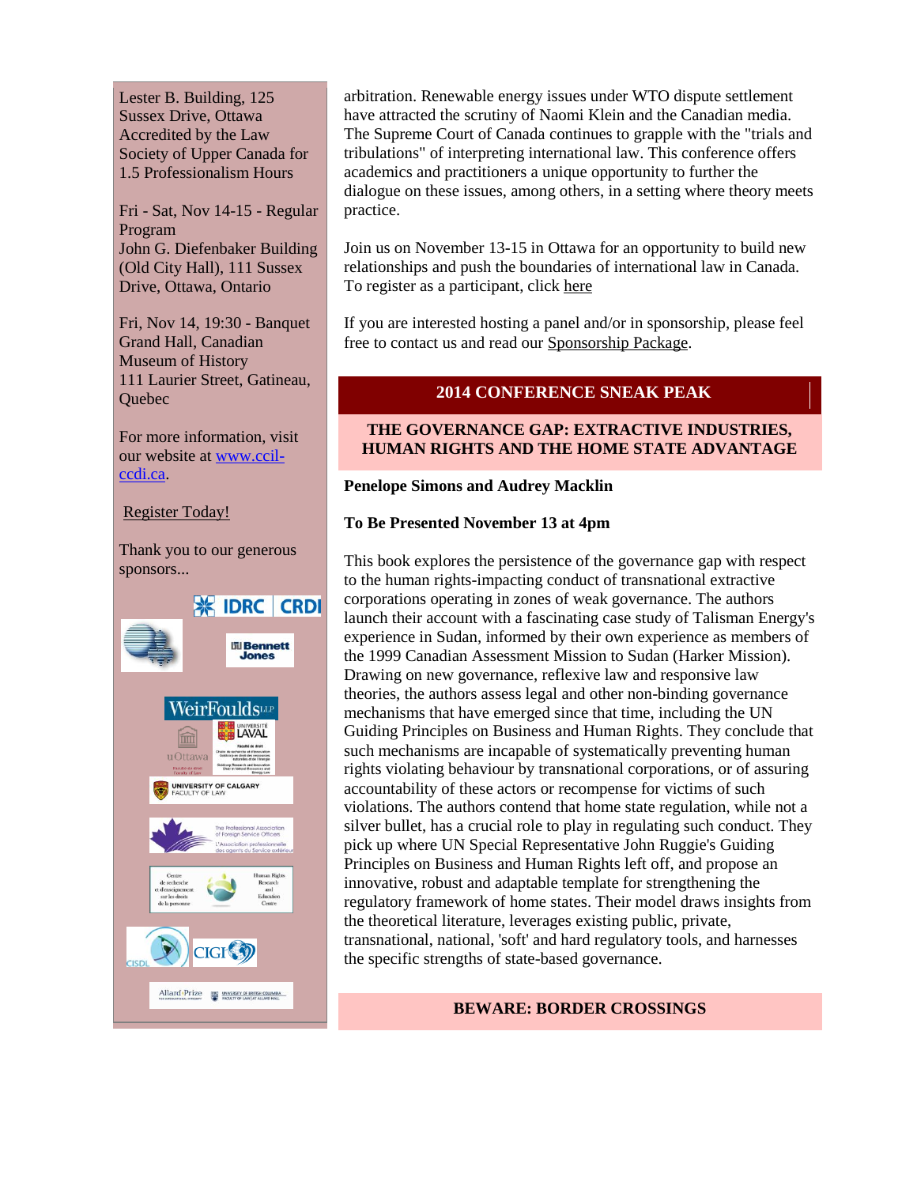Lester B. Building, 125 Sussex Drive, Ottawa
Accredited by the Law Society of Upper Canada for 1.5 Professionalism Hours

Fri - Sat, Nov 14-15 - Regular Program
John G. Diefenbaker Building (Old City Hall), 111 Sussex Drive, Ottawa, Ontario

Fri, Nov 14, 19:30 - Banquet
Grand Hall, Canadian Museum of History
111 Laurier Street, Gatineau, Quebec

For more information, visit our website at www.ccil-ccdi.ca.

Register Today!

Thank you to our generous sponsors...

arbitration. Renewable energy issues under WTO dispute settlement have attracted the scrutiny of Naomi Klein and the Canadian media. The Supreme Court of Canada continues to grapple with the "trials and tribulations" of interpreting international law. This conference offers academics and practitioners a unique opportunity to further the dialogue on these issues, among others, in a setting where theory meets practice.

Join us on November 13-15 in Ottawa for an opportunity to build new relationships and push the boundaries of international law in Canada. To register as a participant, click here

If you are interested hosting a panel and/or in sponsorship, please feel free to contact us and read our Sponsorship Package.

## 2014 CONFERENCE SNEAK PEAK

### THE GOVERNANCE GAP: EXTRACTIVE INDUSTRIES, HUMAN RIGHTS AND THE HOME STATE ADVANTAGE

**Penelope Simons and Audrey Macklin**

**To Be Presented November 13 at 4pm**

This book explores the persistence of the governance gap with respect to the human rights-impacting conduct of transnational extractive corporations operating in zones of weak governance. The authors launch their account with a fascinating case study of Talisman Energy's experience in Sudan, informed by their own experience as members of the 1999 Canadian Assessment Mission to Sudan (Harker Mission). Drawing on new governance, reflexive law and responsive law theories, the authors assess legal and other non-binding governance mechanisms that have emerged since that time, including the UN Guiding Principles on Business and Human Rights. They conclude that such mechanisms are incapable of systematically preventing human rights violating behaviour by transnational corporations, or of assuring accountability of these actors or recompense for victims of such violations. The authors contend that home state regulation, while not a silver bullet, has a crucial role to play in regulating such conduct. They pick up where UN Special Representative John Ruggie's Guiding Principles on Business and Human Rights left off, and propose an innovative, robust and adaptable template for strengthening the regulatory framework of home states. Their model draws insights from the theoretical literature, leverages existing public, private, transnational, national, 'soft' and hard regulatory tools, and harnesses the specific strengths of state-based governance.

### BEWARE: BORDER CROSSINGS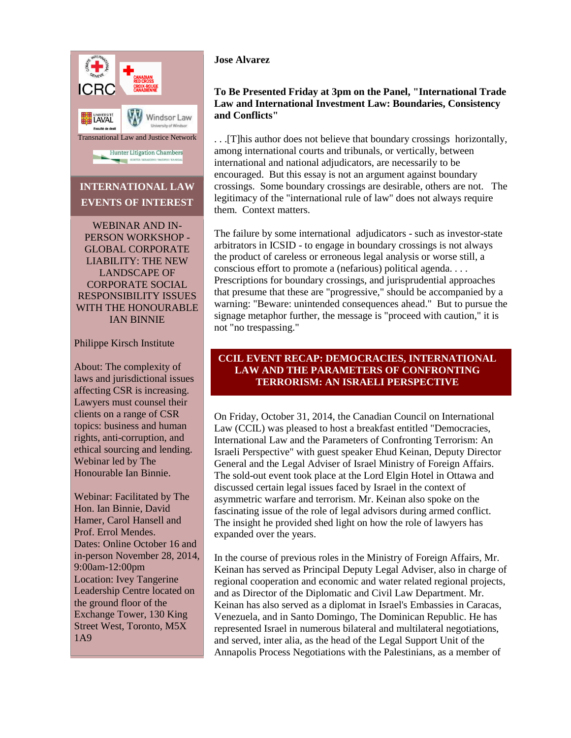Transnational Law and Justice Network

## INTERNATIONAL LAW EVENTS OF INTEREST

WEBINAR AND IN-PERSON WORKSHOP - GLOBAL CORPORATE LIABILITY: THE NEW LANDSCAPE OF CORPORATE SOCIAL RESPONSIBILITY ISSUES WITH THE HONOURABLE IAN BINNIE

Philippe Kirsch Institute

About: The complexity of laws and jurisdictional issues affecting CSR is increasing. Lawyers must counsel their clients on a range of CSR topics: business and human rights, anti-corruption, and ethical sourcing and lending. Webinar led by The Honourable Ian Binnie.

Webinar: Facilitated by The Hon. Ian Binnie, David Hamer, Carol Hansell and Prof. Errol Mendes.
Dates: Online October 16 and in-person November 28, 2014, 9:00am-12:00pm
Location: Ivey Tangerine Leadership Centre located on the ground floor of the Exchange Tower, 130 King Street West, Toronto, M5X 1A9

**Jose Alvarez**

**To Be Presented Friday at 3pm on the Panel, "International Trade Law and International Investment Law: Boundaries, Consistency and Conflicts"**

. . .[T]his author does not believe that boundary crossings horizontally, among international courts and tribunals, or vertically, between international and national adjudicators, are necessarily to be encouraged. But this essay is not an argument against boundary crossings. Some boundary crossings are desirable, others are not. The legitimacy of the "international rule of law" does not always require them. Context matters.

The failure by some international adjudicators - such as investor-state arbitrators in ICSID - to engage in boundary crossings is not always the product of careless or erroneous legal analysis or worse still, a conscious effort to promote a (nefarious) political agenda. . . . Prescriptions for boundary crossings, and jurisprudential approaches that presume that these are "progressive," should be accompanied by a warning: "Beware: unintended consequences ahead." But to pursue the signage metaphor further, the message is "proceed with caution," it is not "no trespassing."

## CCIL EVENT RECAP: DEMOCRACIES, INTERNATIONAL LAW AND THE PARAMETERS OF CONFRONTING TERRORISM: AN ISRAELI PERSPECTIVE

On Friday, October 31, 2014, the Canadian Council on International Law (CCIL) was pleased to host a breakfast entitled "Democracies, International Law and the Parameters of Confronting Terrorism: An Israeli Perspective" with guest speaker Ehud Keinan, Deputy Director General and the Legal Adviser of Israel Ministry of Foreign Affairs. The sold-out event took place at the Lord Elgin Hotel in Ottawa and discussed certain legal issues faced by Israel in the context of asymmetric warfare and terrorism. Mr. Keinan also spoke on the fascinating issue of the role of legal advisors during armed conflict. The insight he provided shed light on how the role of lawyers has expanded over the years.

In the course of previous roles in the Ministry of Foreign Affairs, Mr. Keinan has served as Principal Deputy Legal Adviser, also in charge of regional cooperation and economic and water related regional projects, and as Director of the Diplomatic and Civil Law Department. Mr. Keinan has also served as a diplomat in Israel's Embassies in Caracas, Venezuela, and in Santo Domingo, The Dominican Republic. He has represented Israel in numerous bilateral and multilateral negotiations, and served, inter alia, as the head of the Legal Support Unit of the Annapolis Process Negotiations with the Palestinians, as a member of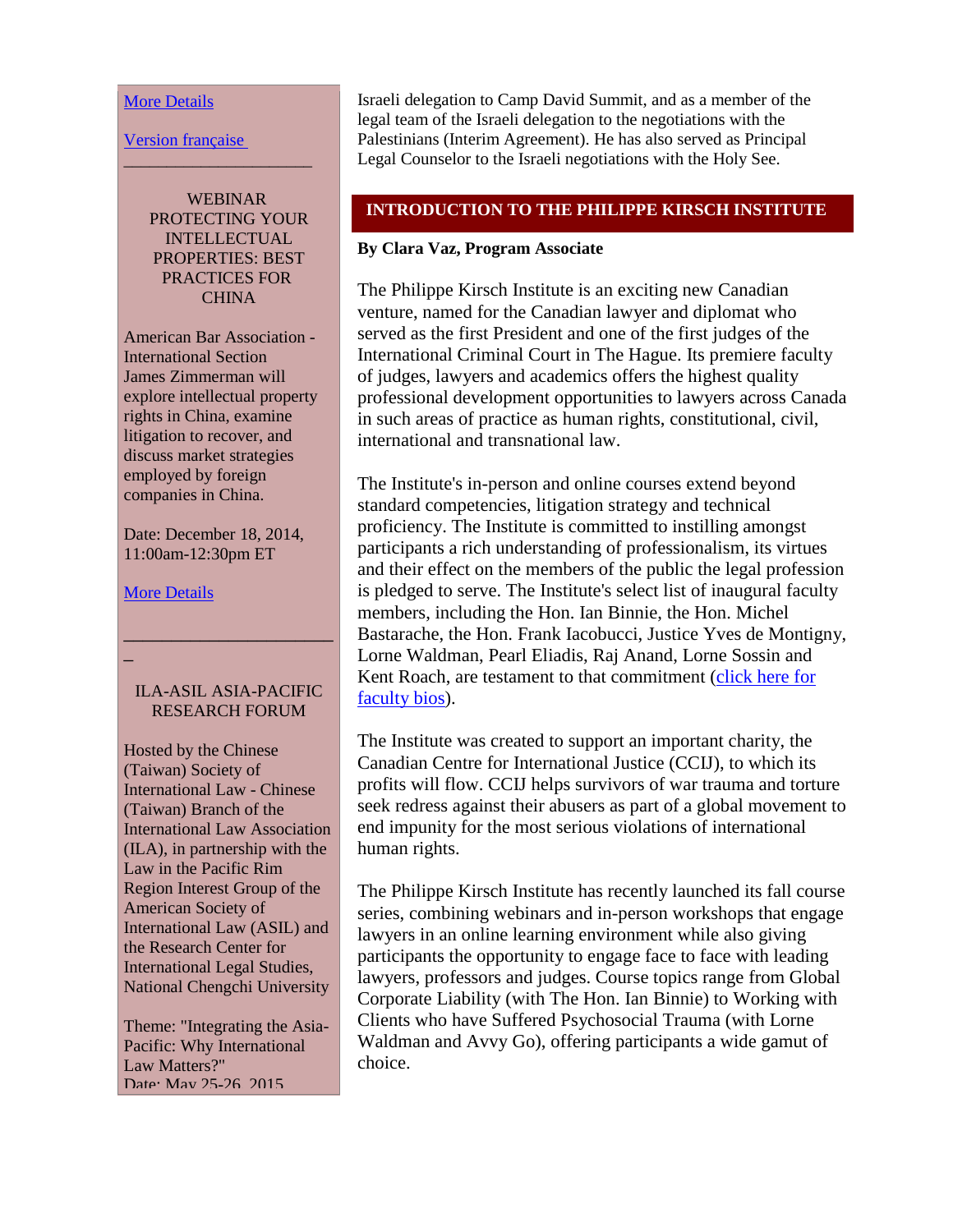[More Details]

[Version française]

______________________

WEBINAR
PROTECTING YOUR INTELLECTUAL PROPERTIES: BEST PRACTICES FOR CHINA

American Bar Association - International Section
James Zimmerman will explore intellectual property rights in China, examine litigation to recover, and discuss market strategies employed by foreign companies in China.

Date: December 18, 2014, 11:00am-12:30pm ET

[More Details]

______________________

ILA-ASIL ASIA-PACIFIC RESEARCH FORUM

Hosted by the Chinese (Taiwan) Society of International Law - Chinese (Taiwan) Branch of the International Law Association (ILA), in partnership with the Law in the Pacific Rim Region Interest Group of the American Society of International Law (ASIL) and the Research Center for International Legal Studies, National Chengchi University

Theme: "Integrating the Asia-Pacific: Why International Law Matters?"
Date: May 25-26, 2015

Israeli delegation to Camp David Summit, and as a member of the legal team of the Israeli delegation to the negotiations with the Palestinians (Interim Agreement). He has also served as Principal Legal Counselor to the Israeli negotiations with the Holy See.

## INTRODUCTION TO THE PHILIPPE KIRSCH INSTITUTE

**By Clara Vaz, Program Associate**

The Philippe Kirsch Institute is an exciting new Canadian venture, named for the Canadian lawyer and diplomat who served as the first President and one of the first judges of the International Criminal Court in The Hague. Its premiere faculty of judges, lawyers and academics offers the highest quality professional development opportunities to lawyers across Canada in such areas of practice as human rights, constitutional, civil, international and transnational law.

The Institute's in-person and online courses extend beyond standard competencies, litigation strategy and technical proficiency. The Institute is committed to instilling amongst participants a rich understanding of professionalism, its virtues and their effect on the members of the public the legal profession is pledged to serve. The Institute's select list of inaugural faculty members, including the Hon. Ian Binnie, the Hon. Michel Bastarache, the Hon. Frank Iacobucci, Justice Yves de Montigny, Lorne Waldman, Pearl Eliadis, Raj Anand, Lorne Sossin and Kent Roach, are testament to that commitment ([click here for faculty bios]).

The Institute was created to support an important charity, the Canadian Centre for International Justice (CCIJ), to which its profits will flow. CCIJ helps survivors of war trauma and torture seek redress against their abusers as part of a global movement to end impunity for the most serious violations of international human rights.

The Philippe Kirsch Institute has recently launched its fall course series, combining webinars and in-person workshops that engage lawyers in an online learning environment while also giving participants the opportunity to engage face to face with leading lawyers, professors and judges. Course topics range from Global Corporate Liability (with The Hon. Ian Binnie) to Working with Clients who have Suffered Psychosocial Trauma (with Lorne Waldman and Avvy Go), offering participants a wide gamut of choice.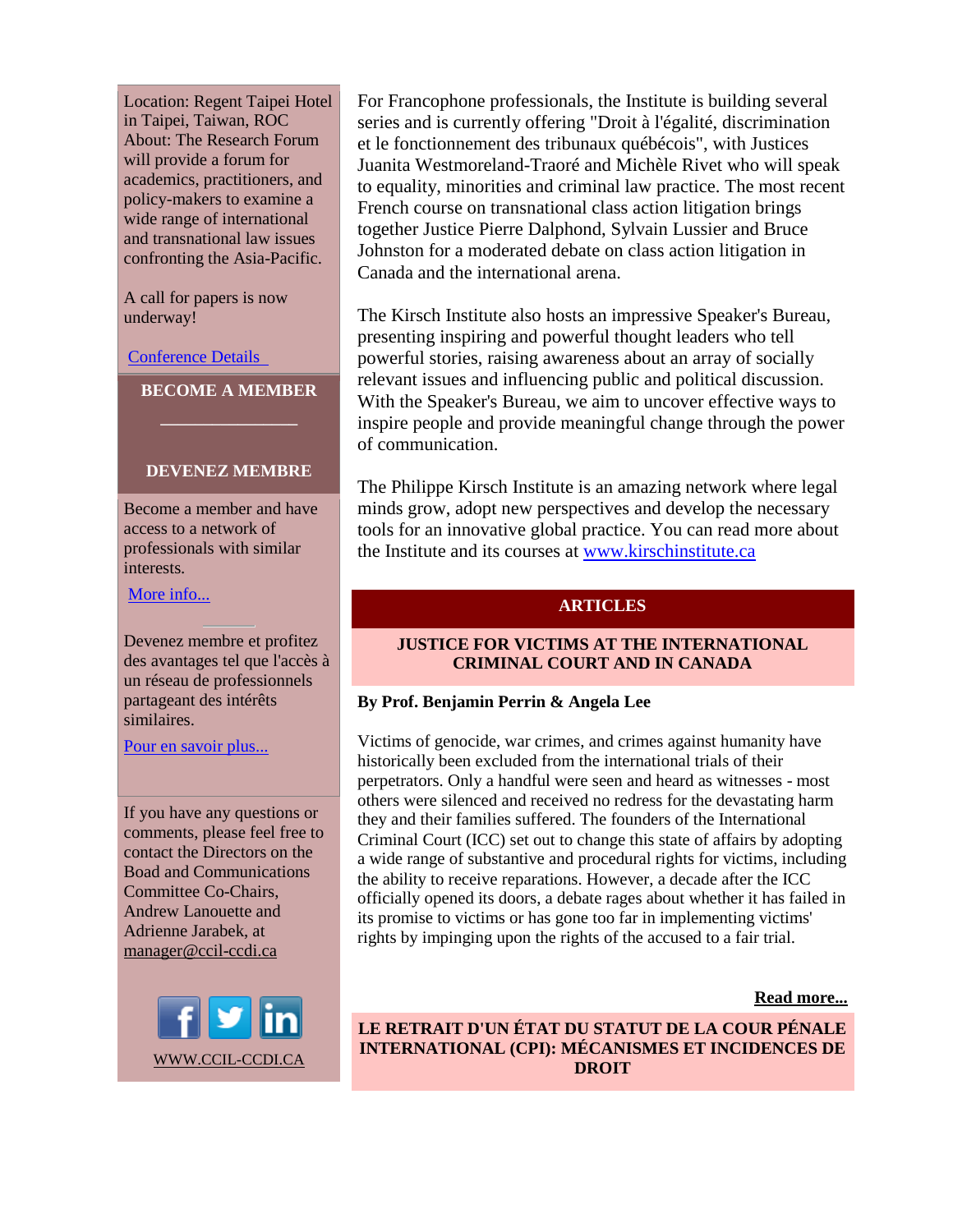Location: Regent Taipei Hotel in Taipei, Taiwan, ROC
About: The Research Forum will provide a forum for academics, practitioners, and policy-makers to examine a wide range of international and transnational law issues confronting the Asia-Pacific.

A call for papers is now underway!

Conference Details

**BECOME A MEMBER**

**DEVENEZ MEMBRE**

Become a member and have access to a network of professionals with similar interests.

More info...

Devenez membre et profitez des avantages tel que l'accès à un réseau de professionnels partageant des intérêts similaires.

Pour en savoir plus...

If you have any questions or comments, please feel free to contact the Directors on the Boad and Communications Committee Co-Chairs, Andrew Lanouette and Adrienne Jarabek, at manager@ccil-ccdi.ca

WWW.CCIL-CCDI.CA

For Francophone professionals, the Institute is building several series and is currently offering "Droit à l'égalité, discrimination et le fonctionnement des tribunaux québécois", with Justices Juanita Westmoreland-Traoré and Michèle Rivet who will speak to equality, minorities and criminal law practice. The most recent French course on transnational class action litigation brings together Justice Pierre Dalphond, Sylvain Lussier and Bruce Johnston for a moderated debate on class action litigation in Canada and the international arena.

The Kirsch Institute also hosts an impressive Speaker's Bureau, presenting inspiring and powerful thought leaders who tell powerful stories, raising awareness about an array of socially relevant issues and influencing public and political discussion. With the Speaker's Bureau, we aim to uncover effective ways to inspire people and provide meaningful change through the power of communication.

The Philippe Kirsch Institute is an amazing network where legal minds grow, adopt new perspectives and develop the necessary tools for an innovative global practice. You can read more about the Institute and its courses at www.kirschinstitute.ca

## ARTICLES

### JUSTICE FOR VICTIMS AT THE INTERNATIONAL CRIMINAL COURT AND IN CANADA

**By Prof. Benjamin Perrin & Angela Lee**

Victims of genocide, war crimes, and crimes against humanity have historically been excluded from the international trials of their perpetrators. Only a handful were seen and heard as witnesses - most others were silenced and received no redress for the devastating harm they and their families suffered. The founders of the International Criminal Court (ICC) set out to change this state of affairs by adopting a wide range of substantive and procedural rights for victims, including the ability to receive reparations. However, a decade after the ICC officially opened its doors, a debate rages about whether it has failed in its promise to victims or has gone too far in implementing victims' rights by impinging upon the rights of the accused to a fair trial.

**Read more...**

### LE RETRAIT D'UN ÉTAT DU STATUT DE LA COUR PÉNALE INTERNATIONAL (CPI): MÉCANISMES ET INCIDENCES DE DROIT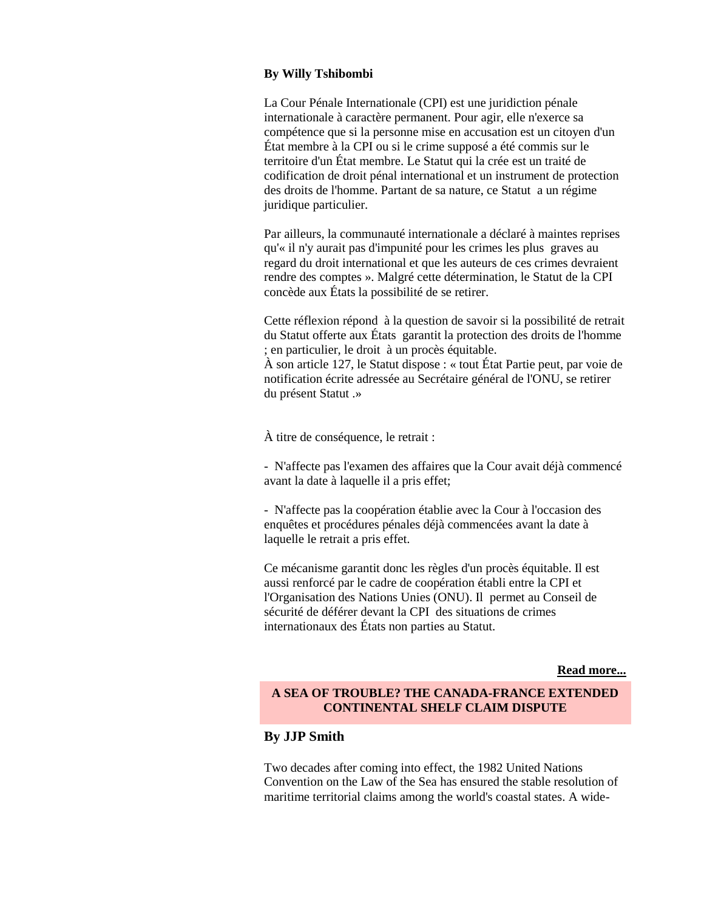**By Willy Tshibombi**

La Cour Pénale Internationale (CPI) est une juridiction pénale internationale à caractère permanent. Pour agir, elle n'exerce sa compétence que si la personne mise en accusation est un citoyen d'un État membre à la CPI ou si le crime supposé a été commis sur le territoire d'un État membre. Le Statut qui la crée est un traité de codification de droit pénal international et un instrument de protection des droits de l'homme. Partant de sa nature, ce Statut a un régime juridique particulier.

Par ailleurs, la communauté internationale a déclaré à maintes reprises qu'« il n'y aurait pas d'impunité pour les crimes les plus graves au regard du droit international et que les auteurs de ces crimes devraient rendre des comptes ». Malgré cette détermination, le Statut de la CPI concède aux États la possibilité de se retirer.

Cette réflexion répond à la question de savoir si la possibilité de retrait du Statut offerte aux États garantit la protection des droits de l'homme ; en particulier, le droit à un procès équitable.
À son article 127, le Statut dispose : « tout État Partie peut, par voie de notification écrite adressée au Secrétaire général de l'ONU, se retirer du présent Statut .»

À titre de conséquence, le retrait :

- N'affecte pas l'examen des affaires que la Cour avait déjà commencé avant la date à laquelle il a pris effet;

- N'affecte pas la coopération établie avec la Cour à l'occasion des enquêtes et procédures pénales déjà commencées avant la date à laquelle le retrait a pris effet.

Ce mécanisme garantit donc les règles d'un procès équitable. Il est aussi renforcé par le cadre de coopération établi entre la CPI et l'Organisation des Nations Unies (ONU). Il permet au Conseil de sécurité de déférer devant la CPI des situations de crimes internationaux des États non parties au Statut.

**Read more...**

## A SEA OF TROUBLE? THE CANADA-FRANCE EXTENDED CONTINENTAL SHELF CLAIM DISPUTE

**By JJP Smith**

Two decades after coming into effect, the 1982 United Nations Convention on the Law of the Sea has ensured the stable resolution of maritime territorial claims among the world's coastal states. A wide-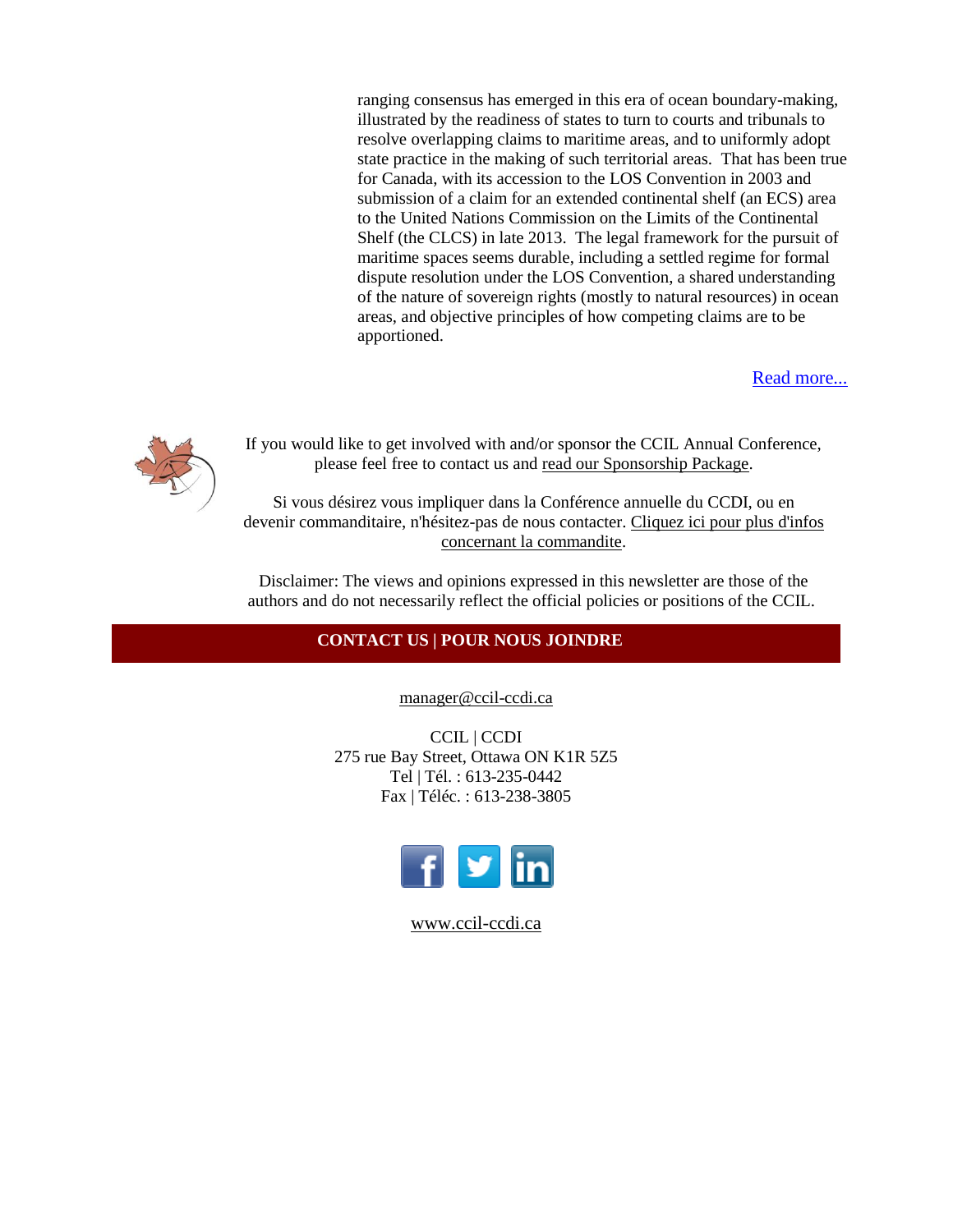ranging consensus has emerged in this era of ocean boundary-making, illustrated by the readiness of states to turn to courts and tribunals to resolve overlapping claims to maritime areas, and to uniformly adopt state practice in the making of such territorial areas. That has been true for Canada, with its accession to the LOS Convention in 2003 and submission of a claim for an extended continental shelf (an ECS) area to the United Nations Commission on the Limits of the Continental Shelf (the CLCS) in late 2013. The legal framework for the pursuit of maritime spaces seems durable, including a settled regime for formal dispute resolution under the LOS Convention, a shared understanding of the nature of sovereign rights (mostly to natural resources) in ocean areas, and objective principles of how competing claims are to be apportioned.

Read more...

If you would like to get involved with and/or sponsor the CCIL Annual Conference, please feel free to contact us and read our Sponsorship Package.

Si vous désirez vous impliquer dans la Conférence annuelle du CCDI, ou en devenir commanditaire, n'hésitez-pas de nous contacter. Cliquez ici pour plus d'infos concernant la commandite.

Disclaimer: The views and opinions expressed in this newsletter are those of the authors and do not necessarily reflect the official policies or positions of the CCIL.

**CONTACT US | POUR NOUS JOINDRE**

manager@ccil-ccdi.ca

CCIL | CCDI
275 rue Bay Street, Ottawa ON K1R 5Z5
Tel | Tél. : 613-235-0442
Fax | Téléc. : 613-238-3805

www.ccil-ccdi.ca